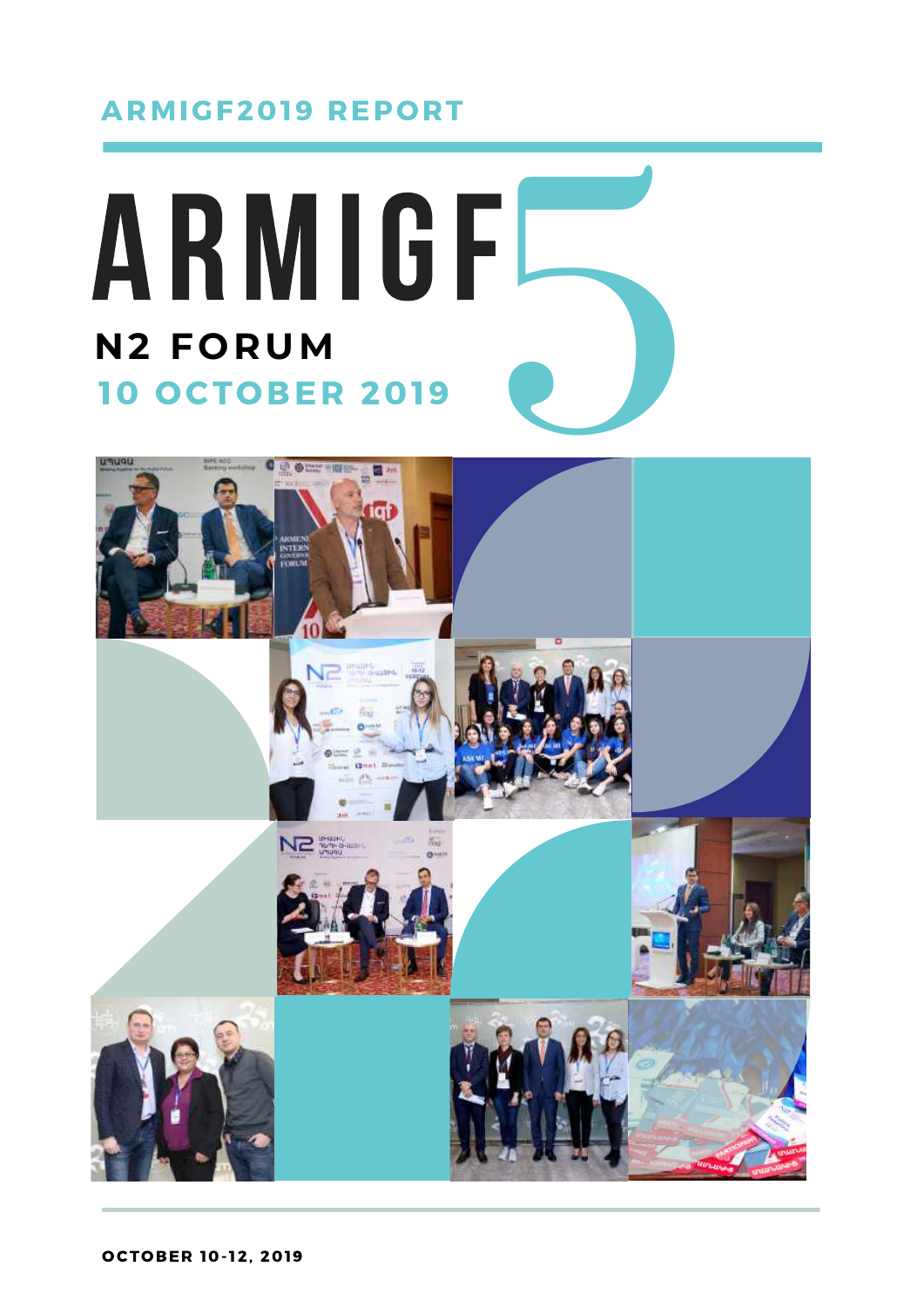**ARMIGF2019 REPORT**

# ARMIGF 5

## N2 FORUM

**10 OCTOBER 2019**

**OCTOBER 10-12, 2019**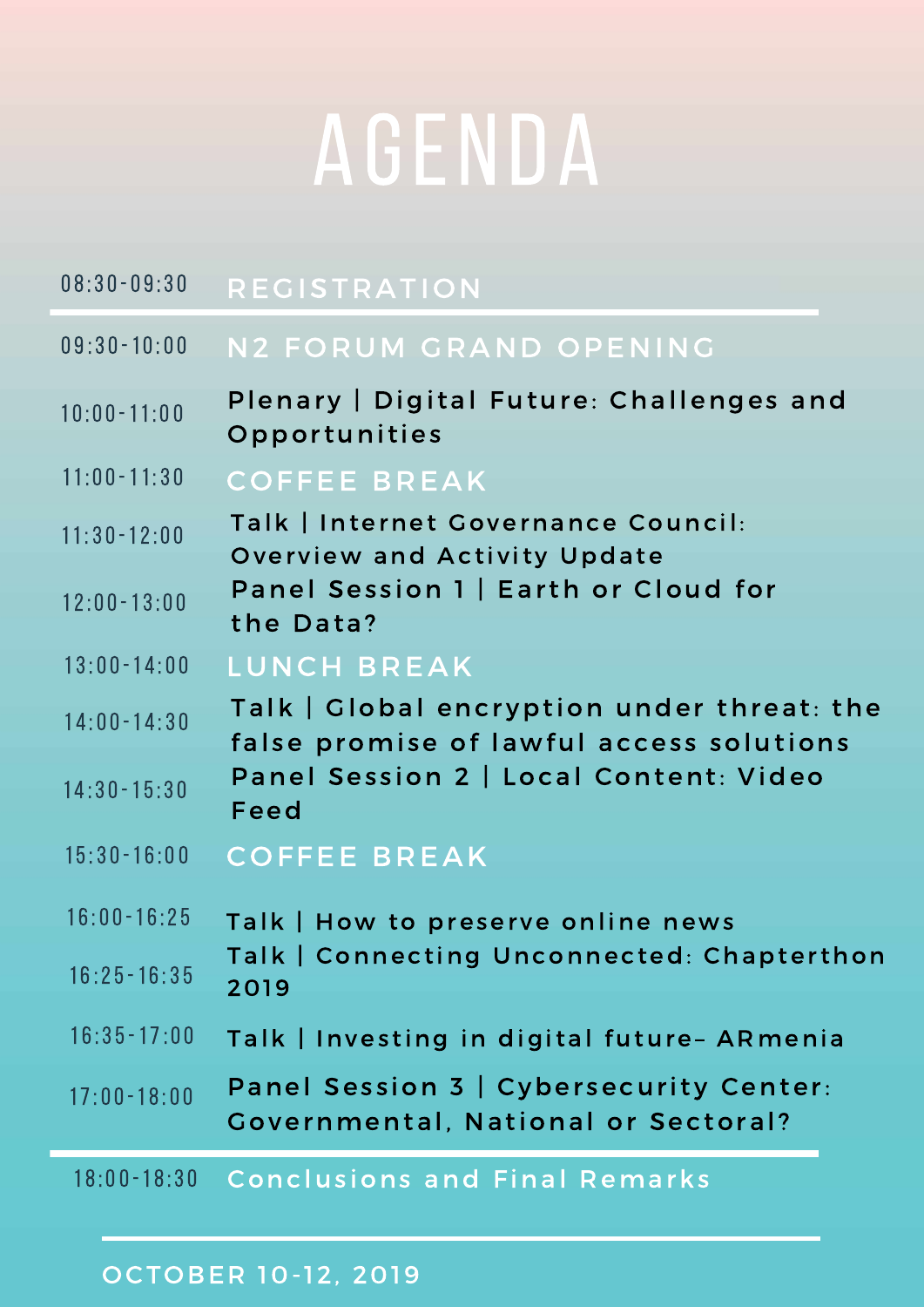# AGENDA

| Time | Session |
| --- | --- |
| 08:30-09:30 | REGISTRATION |
| 09:30-10:00 | N2 FORUM GRAND OPENING |
| 10:00-11:00 | Plenary \| Digital Future: Challenges and Opportunities |
| 11:00-11:30 | COFFEE BREAK |
| 11:30-12:00 | Talk \| Internet Governance Council: Overview and Activity Update |
| 12:00-13:00 | Panel Session 1 \| Earth or Cloud for the Data? |
| 13:00-14:00 | LUNCH BREAK |
| 14:00-14:30 | Talk \| Global encryption under threat: the false promise of lawful access solutions |
| 14:30-15:30 | Panel Session 2 \| Local Content: Video Feed |
| 15:30-16:00 | COFFEE BREAK |
| 16:00-16:25 | Talk \| How to preserve online news |
| 16:25-16:35 | Talk \| Connecting Unconnected: Chapterthon 2019 |
| 16:35-17:00 | Talk \| Investing in digital future– ARmenia |
| 17:00-18:00 | Panel Session 3 \| Cybersecurity Center: Governmental, National or Sectoral? |
| 18:00-18:30 | Conclusions and Final Remarks |

OCTOBER 10-12, 2019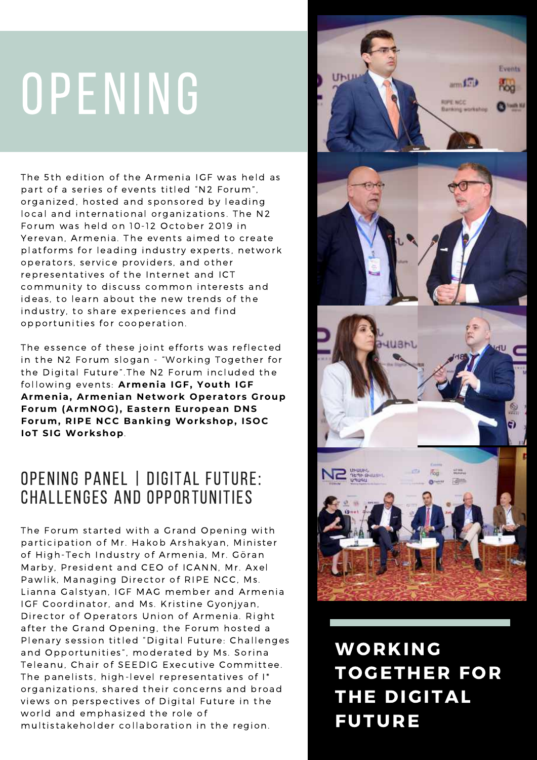# OPENING

The 5th edition of the Armenia IGF was held as part of a series of events titled "N2 Forum", organized, hosted and sponsored by leading local and international organizations. The N2 Forum was held on 10-12 October 2019 in Yerevan, Armenia. The events aimed to create platforms for leading industry experts, network operators, service providers, and other representatives of the Internet and ICT community to discuss common interests and ideas, to learn about the new trends of the industry, to share experiences and find opportunities for cooperation.

The essence of these joint efforts was reflected in the N2 Forum slogan - "Working Together for the Digital Future".The N2 Forum included the following events: **Armenia IGF, Youth IGF Armenia, Armenian Network Operators Group Forum (ArmNOG), Eastern European DNS Forum, RIPE NCC Banking Workshop, ISOC IoT SIG Workshop**.

## OPENING PANEL | DIGITAL FUTURE: CHALLENGES AND OPPORTUNITIES

The Forum started with a Grand Opening with participation of Mr. Hakob Arshakyan, Minister of High-Tech Industry of Armenia, Mr. Göran Marby, President and CEO of ICANN, Mr. Axel Pawlik, Managing Director of RIPE NCC, Ms. Lianna Galstyan, IGF MAG member and Armenia IGF Coordinator, and Ms. Kristine Gyonjyan, Director of Operators Union of Armenia. Right after the Grand Opening, the Forum hosted a Plenary session titled "Digital Future: Challenges and Opportunities", moderated by Ms. Sorina Teleanu, Chair of SEEDIG Executive Committee. The panelists, high-level representatives of I* organizations, shared their concerns and broad views on perspectives of Digital Future in the world and emphasized the role of multistakeholder collaboration in the region.

**WORKING TOGETHER FOR THE DIGITAL FUTURE**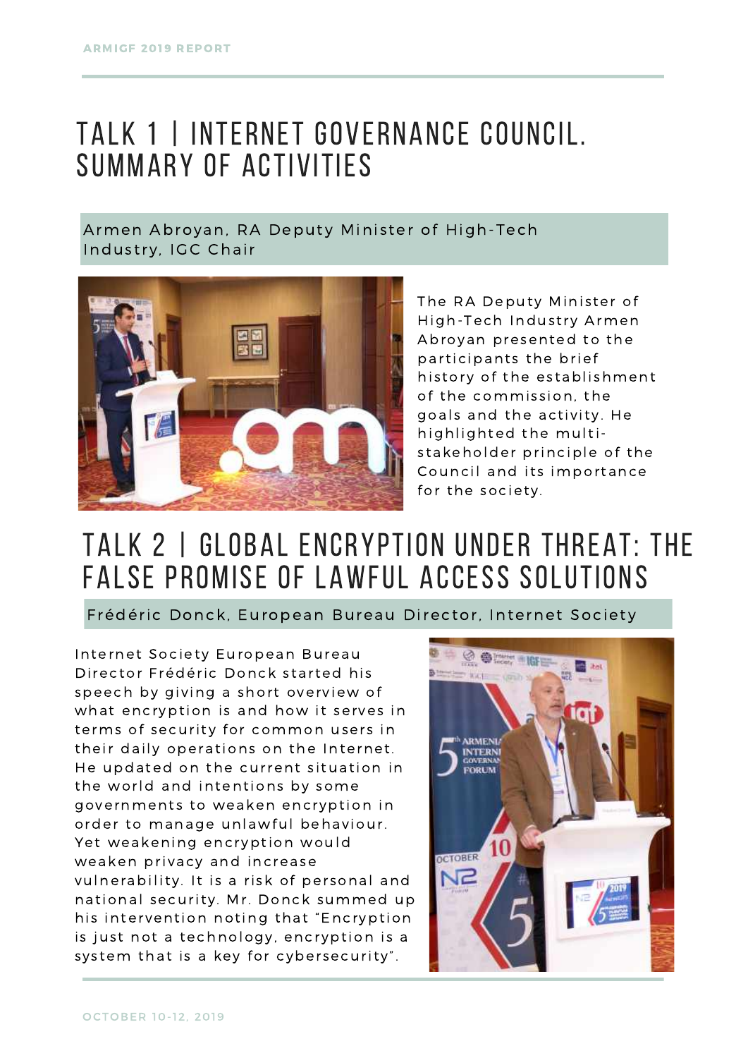## TALK 1 | INTERNET GOVERNANCE COUNCIL. SUMMARY OF ACTIVITIES

Armen Abroyan, RA Deputy Minister of High-Tech Industry, IGC Chair

The RA Deputy Minister of High-Tech Industry Armen Abroyan presented to the participants the brief history of the establishment of the commission, the goals and the activity. He highlighted the multi-stakeholder principle of the Council and its importance for the society.

## TALK 2 | GLOBAL ENCRYPTION UNDER THREAT: THE FALSE PROMISE OF LAWFUL ACCESS SOLUTIONS

Frédéric Donck, European Bureau Director, Internet Society

Internet Society European Bureau Director Frédéric Donck started his speech by giving a short overview of what encryption is and how it serves in terms of security for common users in their daily operations on the Internet. He updated on the current situation in the world and intentions by some governments to weaken encryption in order to manage unlawful behaviour. Yet weakening encryption would weaken privacy and increase vulnerability. It is a risk of personal and national security. Mr. Donck summed up his intervention noting that "Encryption is just not a technology, encryption is a system that is a key for cybersecurity".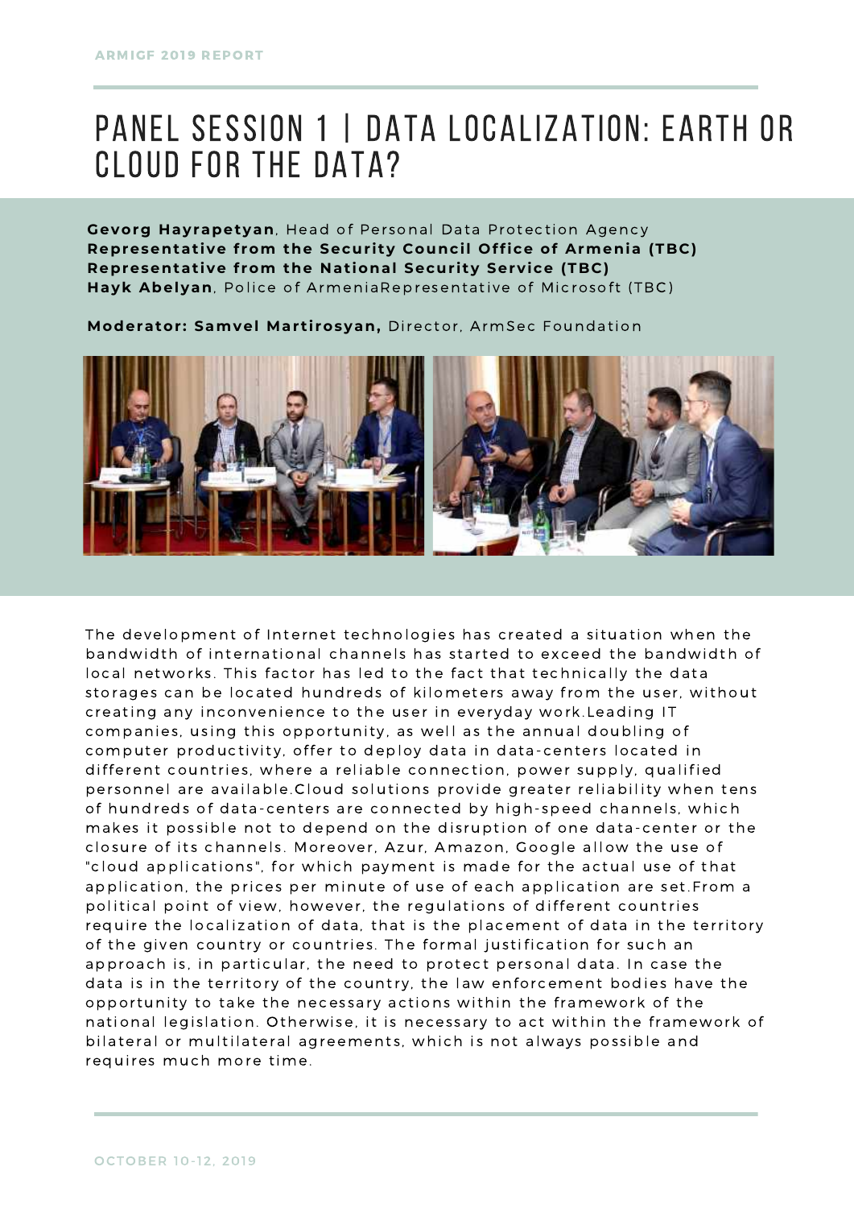# PANEL SESSION 1 | DATA LOCALIZATION: EARTH OR CLOUD FOR THE DATA?

**Gevorg Hayrapetyan**, Head of Personal Data Protection Agency
**Representative from the Security Council Office of Armenia (TBC)**
**Representative from the National Security Service (TBC)**
**Hayk Abelyan**, Police of ArmeniaRepresentative of Microsoft (TBC)

**Moderator: Samvel Martirosyan,** Director, ArmSec Foundation

The development of Internet technologies has created a situation when the bandwidth of international channels has started to exceed the bandwidth of local networks. This factor has led to the fact that technically the data storages can be located hundreds of kilometers away from the user, without creating any inconvenience to the user in everyday work.Leading IT companies, using this opportunity, as well as the annual doubling of computer productivity, offer to deploy data in data-centers located in different countries, where a reliable connection, power supply, qualified personnel are available.Cloud solutions provide greater reliability when tens of hundreds of data-centers are connected by high-speed channels, which makes it possible not to depend on the disruption of one data-center or the closure of its channels. Moreover, Azur, Amazon, Google allow the use of "cloud applications", for which payment is made for the actual use of that application, the prices per minute of use of each application are set.From a political point of view, however, the regulations of different countries require the localization of data, that is the placement of data in the territory of the given country or countries. The formal justification for such an approach is, in particular, the need to protect personal data. In case the data is in the territory of the country, the law enforcement bodies have the opportunity to take the necessary actions within the framework of the national legislation. Otherwise, it is necessary to act within the framework of bilateral or multilateral agreements, which is not always possible and requires much more time.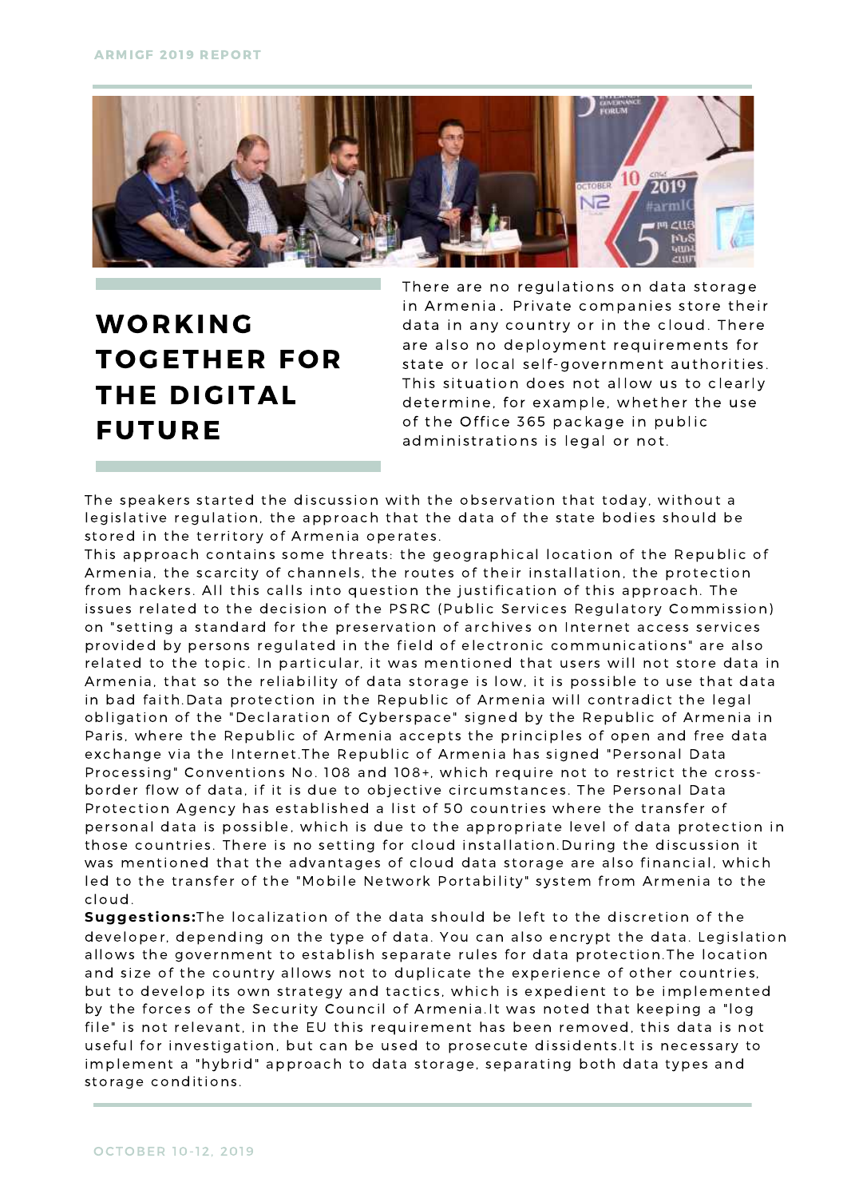# WORKING TOGETHER FOR THE DIGITAL FUTURE

There are no regulations on data storage in Armenia. Private companies store their data in any country or in the cloud. There are also no deployment requirements for state or local self-government authorities. This situation does not allow us to clearly determine, for example, whether the use of the Office 365 package in public administrations is legal or not.

The speakers started the discussion with the observation that today, without a legislative regulation, the approach that the data of the state bodies should be stored in the territory of Armenia operates.
This approach contains some threats: the geographical location of the Republic of Armenia, the scarcity of channels, the routes of their installation, the protection from hackers. All this calls into question the justification of this approach. The issues related to the decision of the PSRC (Public Services Regulatory Commission) on "setting a standard for the preservation of archives on Internet access services provided by persons regulated in the field of electronic communications" are also related to the topic. In particular, it was mentioned that users will not store data in Armenia, that so the reliability of data storage is low, it is possible to use that data in bad faith.Data protection in the Republic of Armenia will contradict the legal obligation of the "Declaration of Cyberspace" signed by the Republic of Armenia in Paris, where the Republic of Armenia accepts the principles of open and free data exchange via the Internet.The Republic of Armenia has signed "Personal Data Processing" Conventions No. 108 and 108+, which require not to restrict the cross-border flow of data, if it is due to objective circumstances. The Personal Data Protection Agency has established a list of 50 countries where the transfer of personal data is possible, which is due to the appropriate level of data protection in those countries. There is no setting for cloud installation.During the discussion it was mentioned that the advantages of cloud data storage are also financial, which led to the transfer of the "Mobile Network Portability" system from Armenia to the cloud.

**Suggestions:**The localization of the data should be left to the discretion of the developer, depending on the type of data. You can also encrypt the data. Legislation allows the government to establish separate rules for data protection.The location and size of the country allows not to duplicate the experience of other countries, but to develop its own strategy and tactics, which is expedient to be implemented by the forces of the Security Council of Armenia.It was noted that keeping a "log file" is not relevant, in the EU this requirement has been removed, this data is not useful for investigation, but can be used to prosecute dissidents.It is necessary to implement a "hybrid" approach to data storage, separating both data types and storage conditions.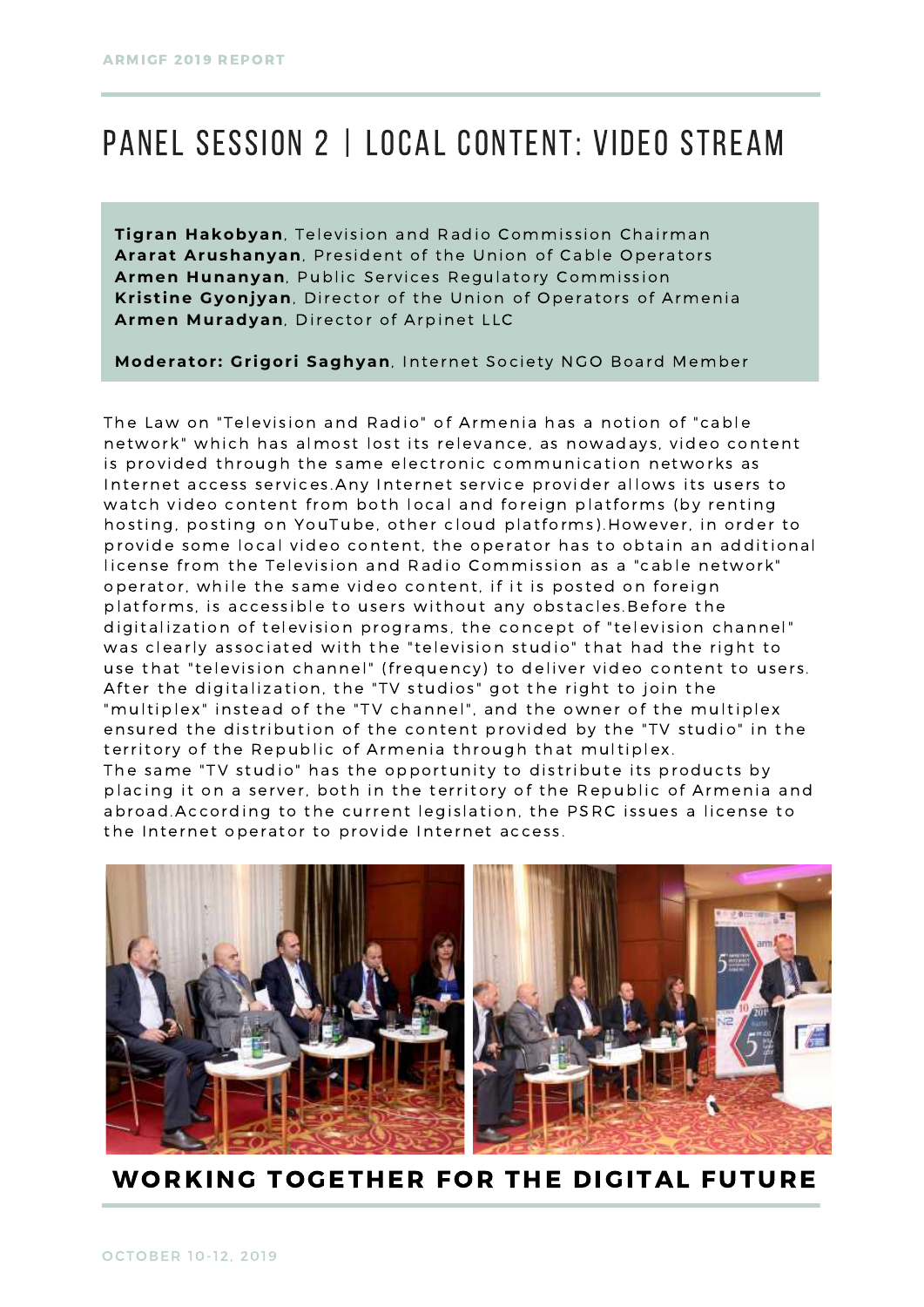# PANEL SESSION 2 | LOCAL CONTENT: VIDEO STREAM

**Tigran Hakobyan**, Television and Radio Commission Chairman
**Ararat Arushanyan**, President of the Union of Cable Operators
**Armen Hunanyan**, Public Services Regulatory Commission
**Kristine Gyonjyan**, Director of the Union of Operators of Armenia
**Armen Muradyan**, Director of Arpinet LLC

**Moderator: Grigori Saghyan**, Internet Society NGO Board Member

The Law on "Television and Radio" of Armenia has a notion of "cable network" which has almost lost its relevance, as nowadays, video content is provided through the same electronic communication networks as Internet access services.Any Internet service provider allows its users to watch video content from both local and foreign platforms (by renting hosting, posting on YouTube, other cloud platforms).However, in order to provide some local video content, the operator has to obtain an additional license from the Television and Radio Commission as a "cable network" operator, while the same video content, if it is posted on foreign platforms, is accessible to users without any obstacles.Before the digitalization of television programs, the concept of "television channel" was clearly associated with the "television studio" that had the right to use that "television channel" (frequency) to deliver video content to users. After the digitalization, the "TV studios" got the right to join the "multiplex" instead of the "TV channel", and the owner of the multiplex ensured the distribution of the content provided by the "TV studio" in the territory of the Republic of Armenia through that multiplex.
The same "TV studio" has the opportunity to distribute its products by placing it on a server, both in the territory of the Republic of Armenia and abroad.According to the current legislation, the PSRC issues a license to the Internet operator to provide Internet access.

**WORKING TOGETHER FOR THE DIGITAL FUTURE**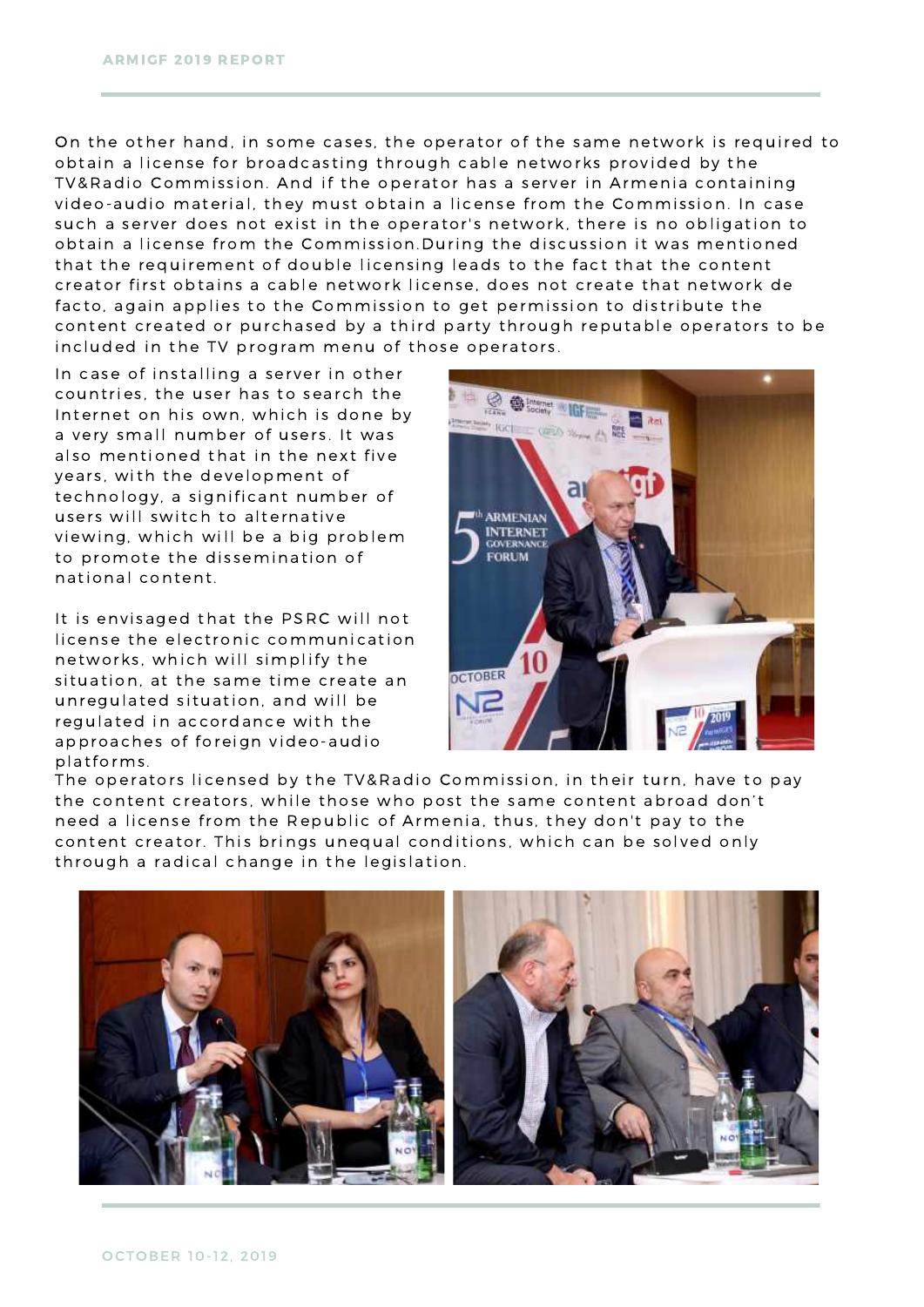On the other hand, in some cases, the operator of the same network is required to obtain a license for broadcasting through cable networks provided by the TV&Radio Commission. And if the operator has a server in Armenia containing video-audio material, they must obtain a license from the Commission. In case such a server does not exist in the operator's network, there is no obligation to obtain a license from the Commission.During the discussion it was mentioned that the requirement of double licensing leads to the fact that the content creator first obtains a cable network license, does not create that network de facto, again applies to the Commission to get permission to distribute the content created or purchased by a third party through reputable operators to be included in the TV program menu of those operators.

In case of installing a server in other countries, the user has to search the Internet on his own, which is done by a very small number of users. It was also mentioned that in the next five years, with the development of technology, a significant number of users will switch to alternative viewing, which will be a big problem to promote the dissemination of national content.

It is envisaged that the PSRC will not license the electronic communication networks, which will simplify the situation, at the same time create an unregulated situation, and will be regulated in accordance with the approaches of foreign video-audio platforms.

The operators licensed by the TV&Radio Commission, in their turn, have to pay the content creators, while those who post the same content abroad don't need a license from the Republic of Armenia, thus, they don't pay to the content creator. This brings unequal conditions, which can be solved only through a radical change in the legislation.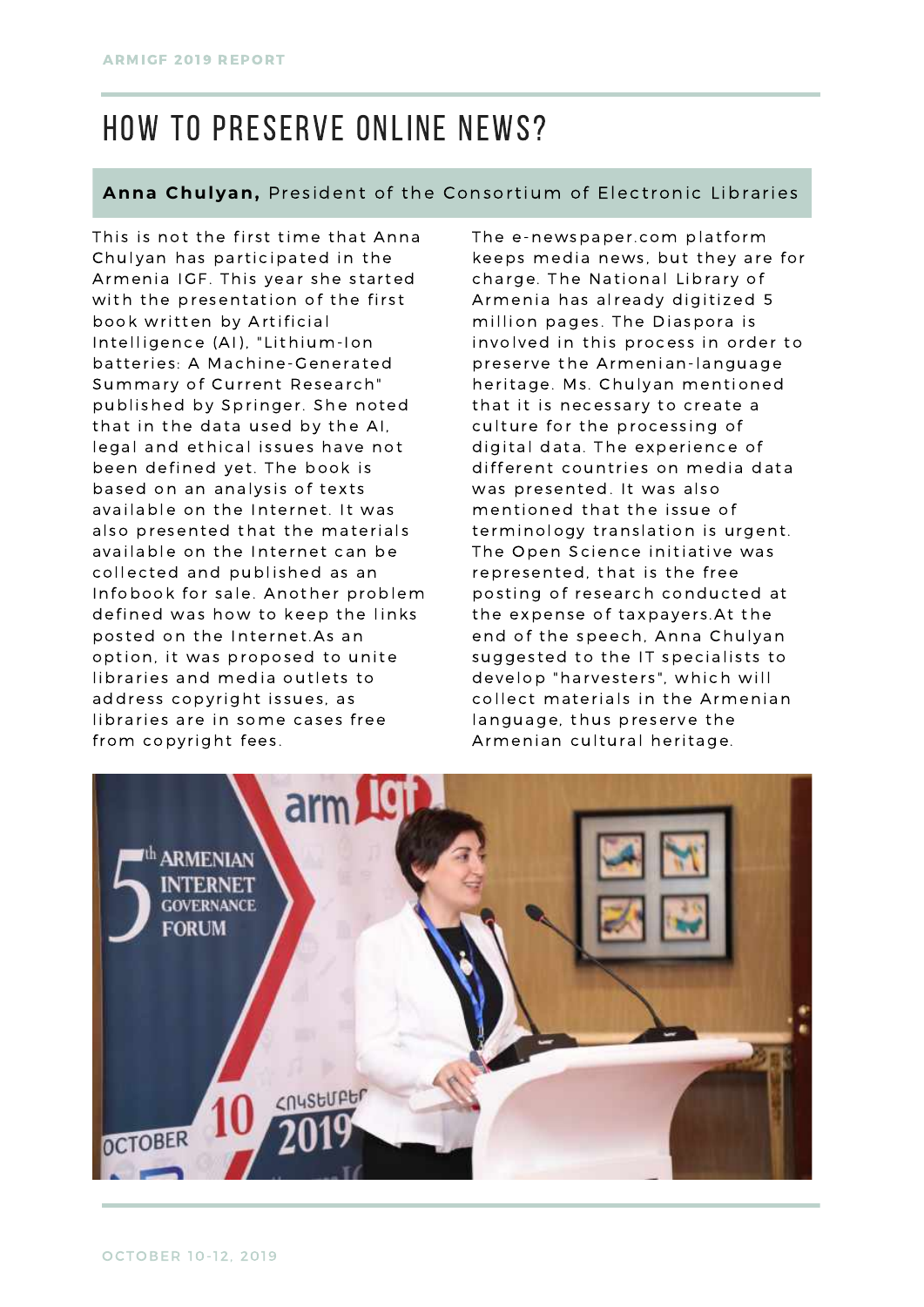# HOW TO PRESERVE ONLINE NEWS?

**Anna Chulyan,** President of the Consortium of Electronic Libraries

This is not the first time that Anna Chulyan has participated in the Armenia IGF. This year she started with the presentation of the first book written by Artificial Intelligence (AI), "Lithium-Ion batteries: A Machine-Generated Summary of Current Research" published by Springer. She noted that in the data used by the AI, legal and ethical issues have not been defined yet. The book is based on an analysis of texts available on the Internet. It was also presented that the materials available on the Internet can be collected and published as an Infobook for sale. Another problem defined was how to keep the links posted on the Internet.As an option, it was proposed to unite libraries and media outlets to address copyright issues, as libraries are in some cases free from copyright fees.

The e-newspaper.com platform keeps media news, but they are for charge. The National Library of Armenia has already digitized 5 million pages. The Diaspora is involved in this process in order to preserve the Armenian-language heritage. Ms. Chulyan mentioned that it is necessary to create a culture for the processing of digital data. The experience of different countries on media data was presented. It was also mentioned that the issue of terminology translation is urgent. The Open Science initiative was represented, that is the free posting of research conducted at the expense of taxpayers.At the end of the speech, Anna Chulyan suggested to the IT specialists to develop "harvesters", which will collect materials in the Armenian language, thus preserve the Armenian cultural heritage.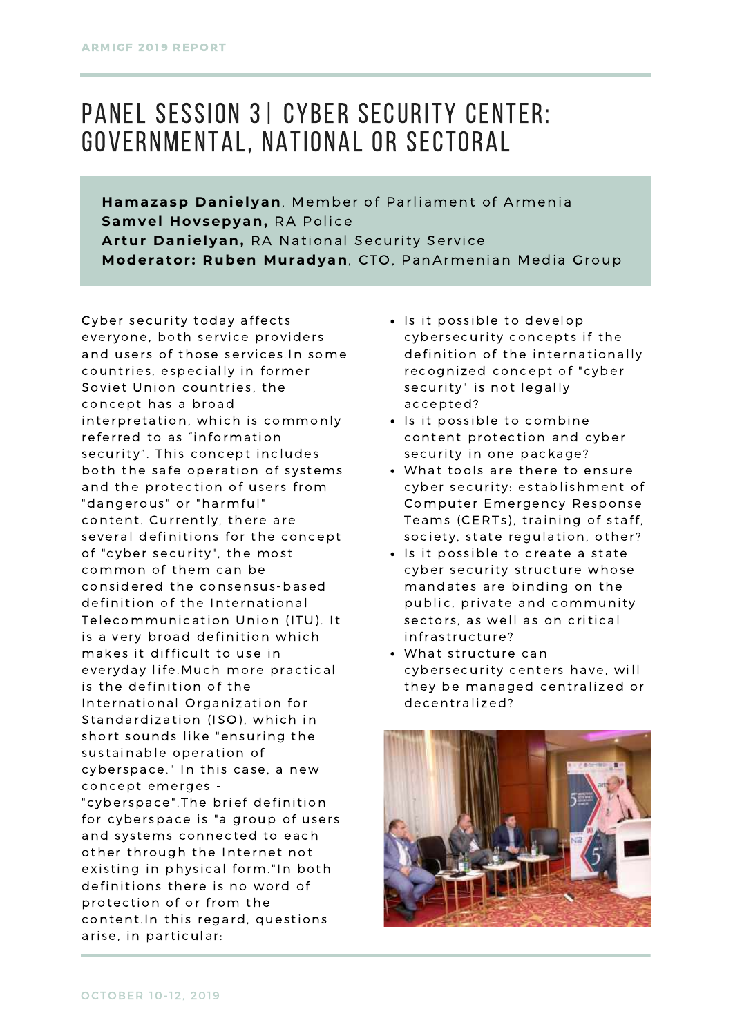# PANEL SESSION 3| CYBER SECURITY CENTER: GOVERNMENTAL, NATIONAL OR SECTORAL

**Hamazasp Danielyan**, Member of Parliament of Armenia
**Samvel Hovsepyan,** RA Police
**Artur Danielyan,** RA National Security Service
**Moderator: Ruben Muradyan**, CTO, PanArmenian Media Group

Cyber security today affects everyone, both service providers and users of those services.In some countries, especially in former Soviet Union countries, the concept has a broad interpretation, which is commonly referred to as “information security”. This concept includes both the safe operation of systems and the protection of users from "dangerous" or "harmful" content. Currently, there are several definitions for the concept of "cyber security", the most common of them can be considered the consensus-based definition of the International Telecommunication Union (ITU). It is a very broad definition which makes it difficult to use in everyday life.Much more practical is the definition of the International Organization for Standardization (ISO), which in short sounds like "ensuring the sustainable operation of cyberspace." In this case, a new concept emerges - "cyberspace".The brief definition for cyberspace is "a group of users and systems connected to each other through the Internet not existing in physical form."In both definitions there is no word of protection of or from the content.In this regard, questions arise, in particular:

- Is it possible to develop cybersecurity concepts if the definition of the internationally recognized concept of "cyber security" is not legally accepted?
- Is it possible to combine content protection and cyber security in one package?
- What tools are there to ensure cyber security: establishment of Computer Emergency Response Teams (CERTs), training of staff, society, state regulation, other?
- Is it possible to create a state cyber security structure whose mandates are binding on the public, private and community sectors, as well as on critical infrastructure?
- What structure can cybersecurity centers have, will they be managed centralized or decentralized?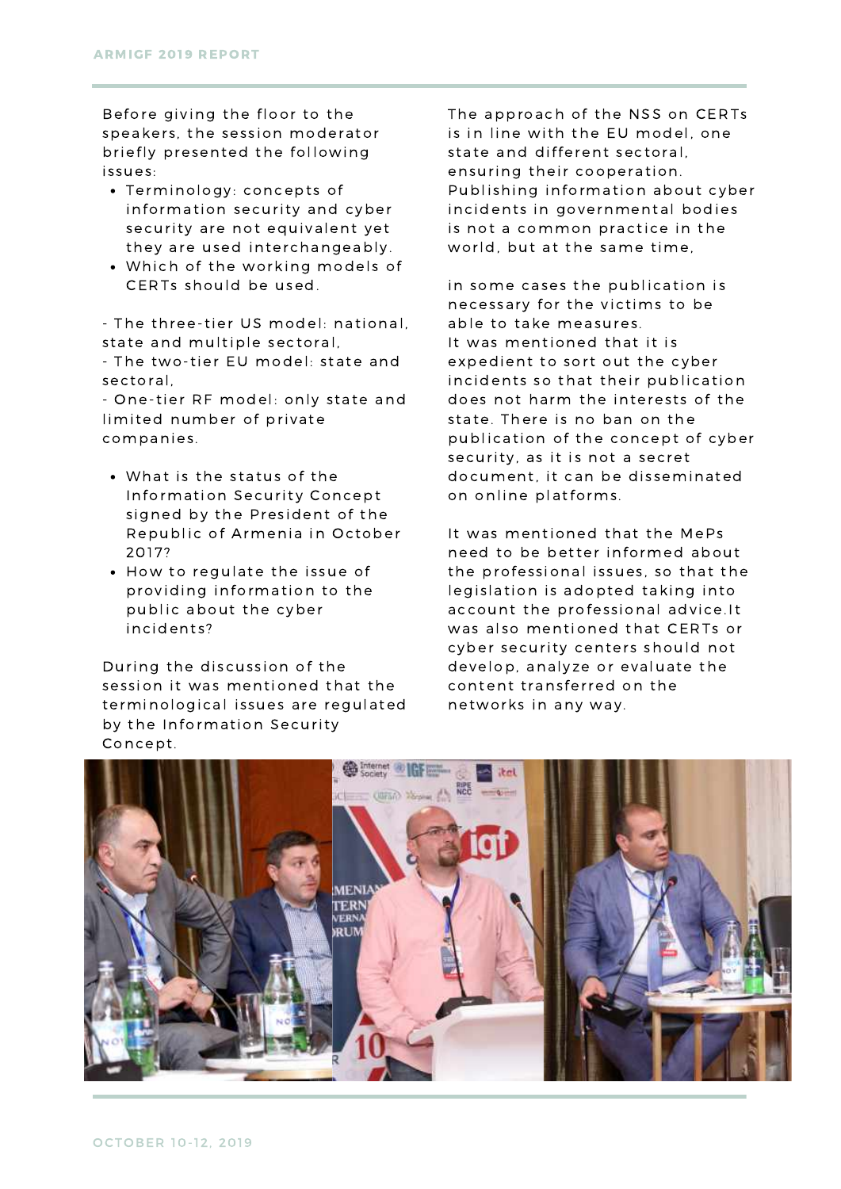Before giving the floor to the speakers, the session moderator briefly presented the following issues:

- Terminology: concepts of information security and cyber security are not equivalent yet they are used interchangeably.
- Which of the working models of CERTs should be used.

- The three-tier US model: national, state and multiple sectoral,
- The two-tier EU model: state and sectoral,
- One-tier RF model: only state and limited number of private companies.

- What is the status of the Information Security Concept signed by the President of the Republic of Armenia in October 2017?
- How to regulate the issue of providing information to the public about the cyber incidents?

During the discussion of the session it was mentioned that the terminological issues are regulated by the Information Security Concept.

The approach of the NSS on CERTs is in line with the EU model, one state and different sectoral, ensuring their cooperation. Publishing information about cyber incidents in governmental bodies is not a common practice in the world, but at the same time,

in some cases the publication is necessary for the victims to be able to take measures.
It was mentioned that it is expedient to sort out the cyber incidents so that their publication does not harm the interests of the state. There is no ban on the publication of the concept of cyber security, as it is not a secret document, it can be disseminated on online platforms.

It was mentioned that the MePs need to be better informed about the professional issues, so that the legislation is adopted taking into account the professional advice.It was also mentioned that CERTs or cyber security centers should not develop, analyze or evaluate the content transferred on the networks in any way.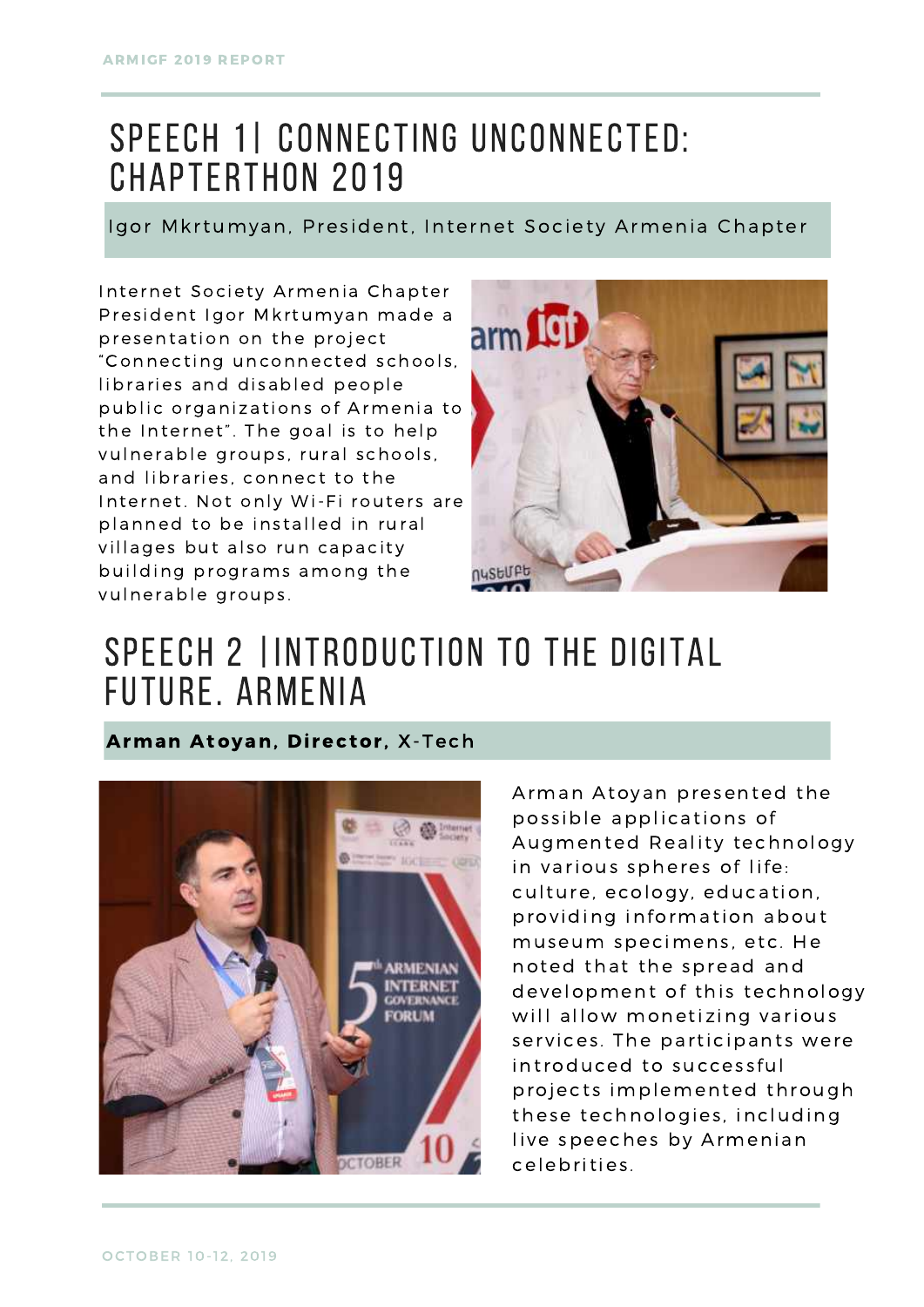# SPEECH 1| CONNECTING UNCONNECTED: CHAPTERTHON 2019

Igor Mkrtumyan, President, Internet Society Armenia Chapter

Internet Society Armenia Chapter President Igor Mkrtumyan made a presentation on the project "Connecting unconnected schools, libraries and disabled people public organizations of Armenia to the Internet". The goal is to help vulnerable groups, rural schools, and libraries, connect to the Internet. Not only Wi-Fi routers are planned to be installed in rural villages but also run capacity building programs among the vulnerable groups.

# SPEECH 2 |INTRODUCTION TO THE DIGITAL FUTURE. ARMENIA

**Arman Atoyan, Director,** X-Tech

Arman Atoyan presented the possible applications of Augmented Reality technology in various spheres of life: culture, ecology, education, providing information about museum specimens, etc. He noted that the spread and development of this technology will allow monetizing various services. The participants were introduced to successful projects implemented through these technologies, including live speeches by Armenian celebrities.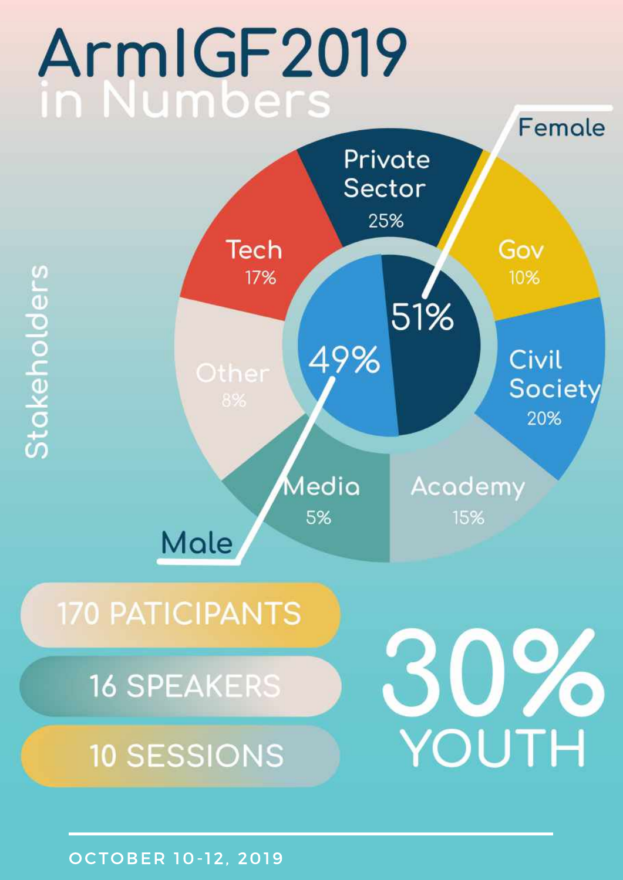# ArmIGF2019 in Numbers

## Stakeholders

- Private Sector 25%
- Gov 10%
- Civil Society 20%
- Academy 15%
- Media 5%
- Other 8%
- Tech 17%

Female 51%

Male 49%

170 PATICIPANTS

16 SPEAKERS

10 SESSIONS

30% YOUTH

OCTOBER 10-12, 2019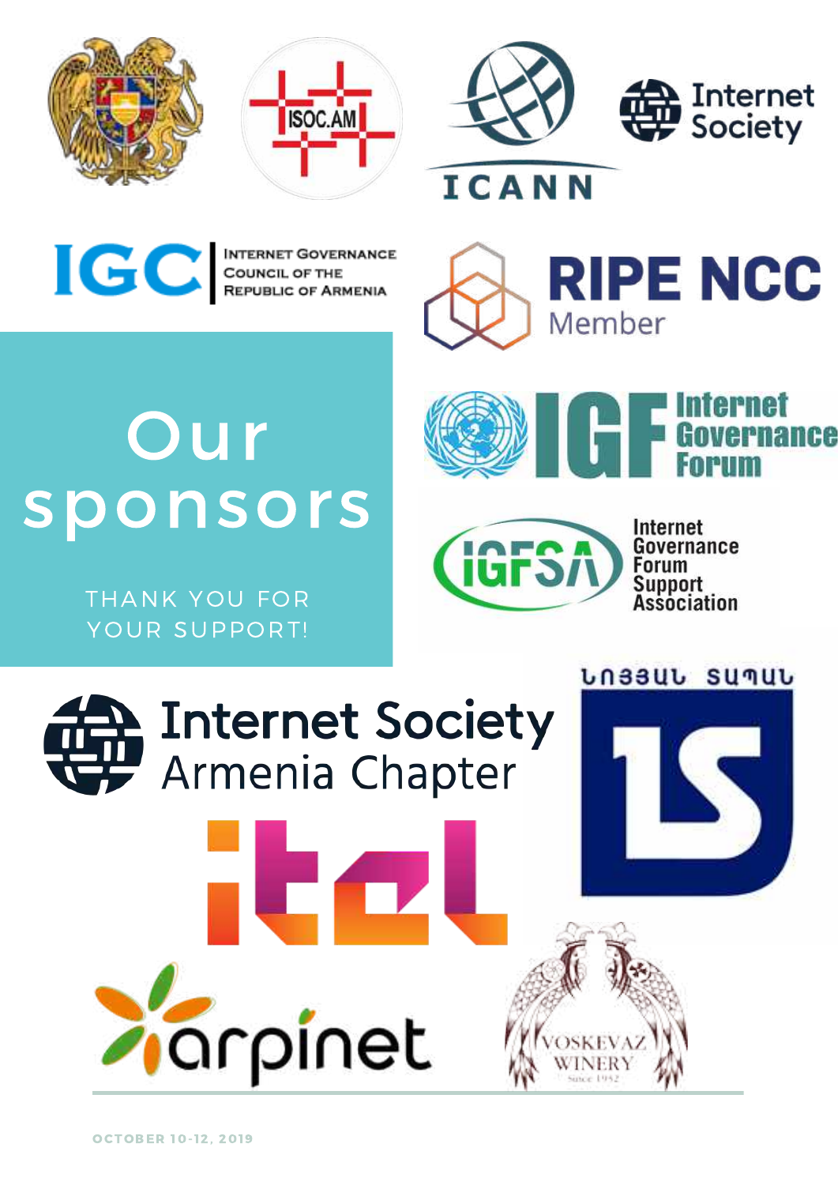# Our sponsors

THANK YOU FOR YOUR SUPPORT!

ISOC.AM

ICANN

Internet Society

IGC Internet Governance Council of the Republic of Armenia

RIPE NCC Member

IGF Internet Governance Forum

IGFSA Internet Governance Forum Support Association

Internet Society Armenia Chapter

ԼՈՅՅԱՆ ՏԱՂԱՆ

itel

arpinet

VOSKEVAZ WINERY Since 1952

OCTOBER 10-12, 2019